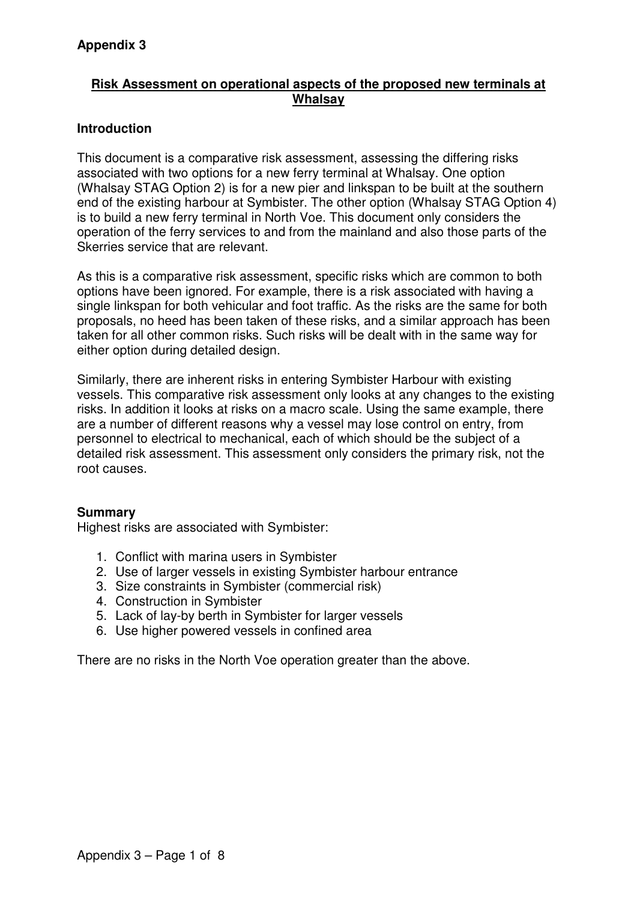**Appendix 3**

## Risk Assessment on operational aspects of the proposed new terminals at Whalsay

### Introduction

This document is a comparative risk assessment, assessing the differing risks associated with two options for a new ferry terminal at Whalsay. One option (Whalsay STAG Option 2) is for a new pier and linkspan to be built at the southern end of the existing harbour at Symbister. The other option (Whalsay STAG Option 4) is to build a new ferry terminal in North Voe. This document only considers the operation of the ferry services to and from the mainland and also those parts of the Skerries service that are relevant.

As this is a comparative risk assessment, specific risks which are common to both options have been ignored. For example, there is a risk associated with having a single linkspan for both vehicular and foot traffic. As the risks are the same for both proposals, no heed has been taken of these risks, and a similar approach has been taken for all other common risks. Such risks will be dealt with in the same way for either option during detailed design.

Similarly, there are inherent risks in entering Symbister Harbour with existing vessels. This comparative risk assessment only looks at any changes to the existing risks. In addition it looks at risks on a macro scale. Using the same example, there are a number of different reasons why a vessel may lose control on entry, from personnel to electrical to mechanical, each of which should be the subject of a detailed risk assessment. This assessment only considers the primary risk, not the root causes.

### Summary

Highest risks are associated with Symbister:

1. Conflict with marina users in Symbister
2. Use of larger vessels in existing Symbister harbour entrance
3. Size constraints in Symbister (commercial risk)
4. Construction in Symbister
5. Lack of lay-by berth in Symbister for larger vessels
6. Use higher powered vessels in confined area

There are no risks in the North Voe operation greater than the above.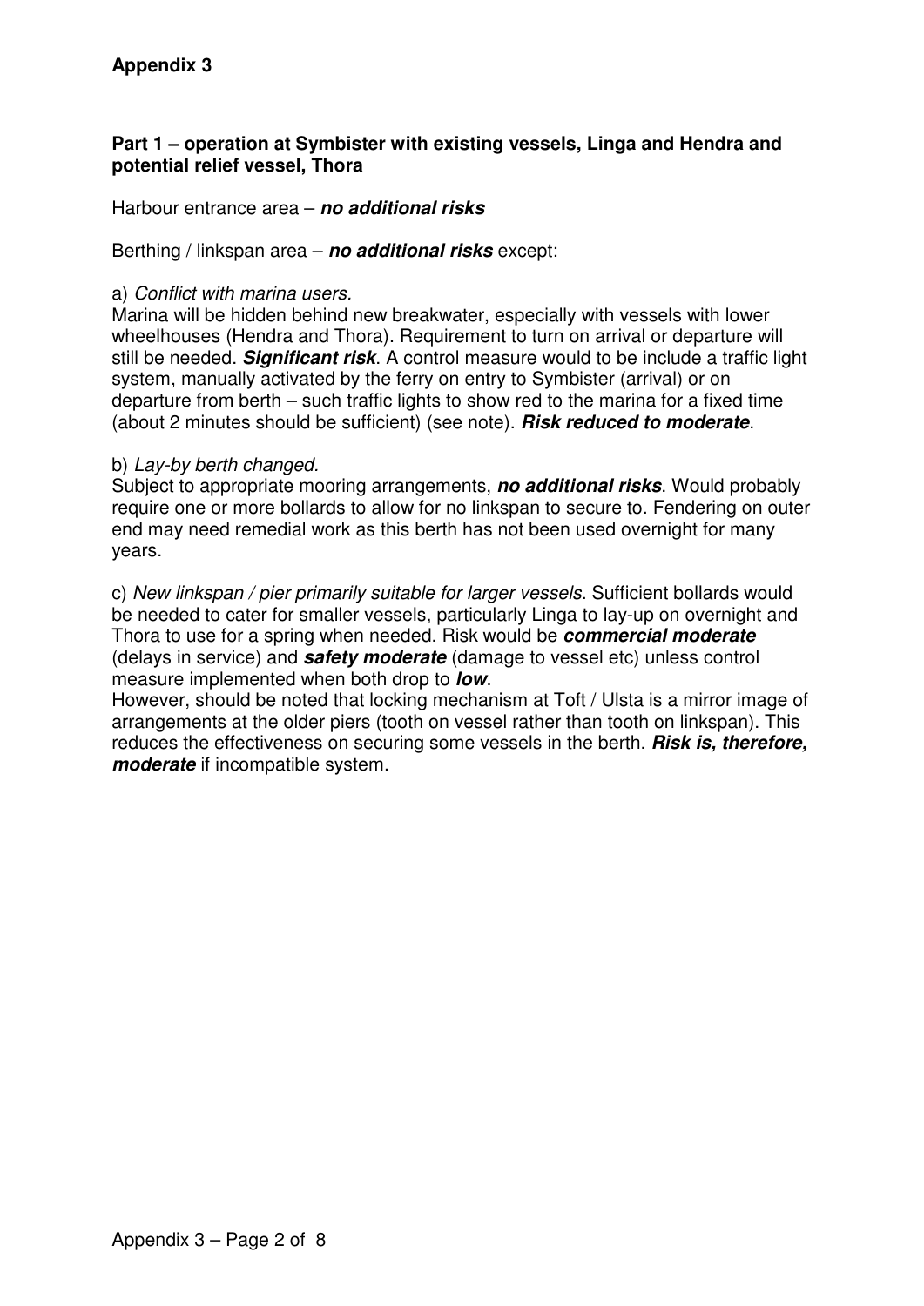**Appendix 3**

**Part 1 – operation at Symbister with existing vessels, Linga and Hendra and potential relief vessel, Thora**

Harbour entrance area – ***no additional risks***

Berthing / linkspan area – ***no additional risks*** except:

a) *Conflict with marina users.*
Marina will be hidden behind new breakwater, especially with vessels with lower wheelhouses (Hendra and Thora). Requirement to turn on arrival or departure will still be needed. ***Significant risk***. A control measure would to be include a traffic light system, manually activated by the ferry on entry to Symbister (arrival) or on departure from berth – such traffic lights to show red to the marina for a fixed time (about 2 minutes should be sufficient) (see note). ***Risk reduced to moderate***.

b) *Lay-by berth changed.*
Subject to appropriate mooring arrangements, ***no additional risks***. Would probably require one or more bollards to allow for no linkspan to secure to. Fendering on outer end may need remedial work as this berth has not been used overnight for many years.

c) *New linkspan / pier primarily suitable for larger vessels*. Sufficient bollards would be needed to cater for smaller vessels, particularly Linga to lay-up on overnight and Thora to use for a spring when needed. Risk would be ***commercial moderate*** (delays in service) and ***safety moderate*** (damage to vessel etc) unless control measure implemented when both drop to ***low***.
However, should be noted that locking mechanism at Toft / Ulsta is a mirror image of arrangements at the older piers (tooth on vessel rather than tooth on linkspan). This reduces the effectiveness on securing some vessels in the berth. ***Risk is, therefore, moderate*** if incompatible system.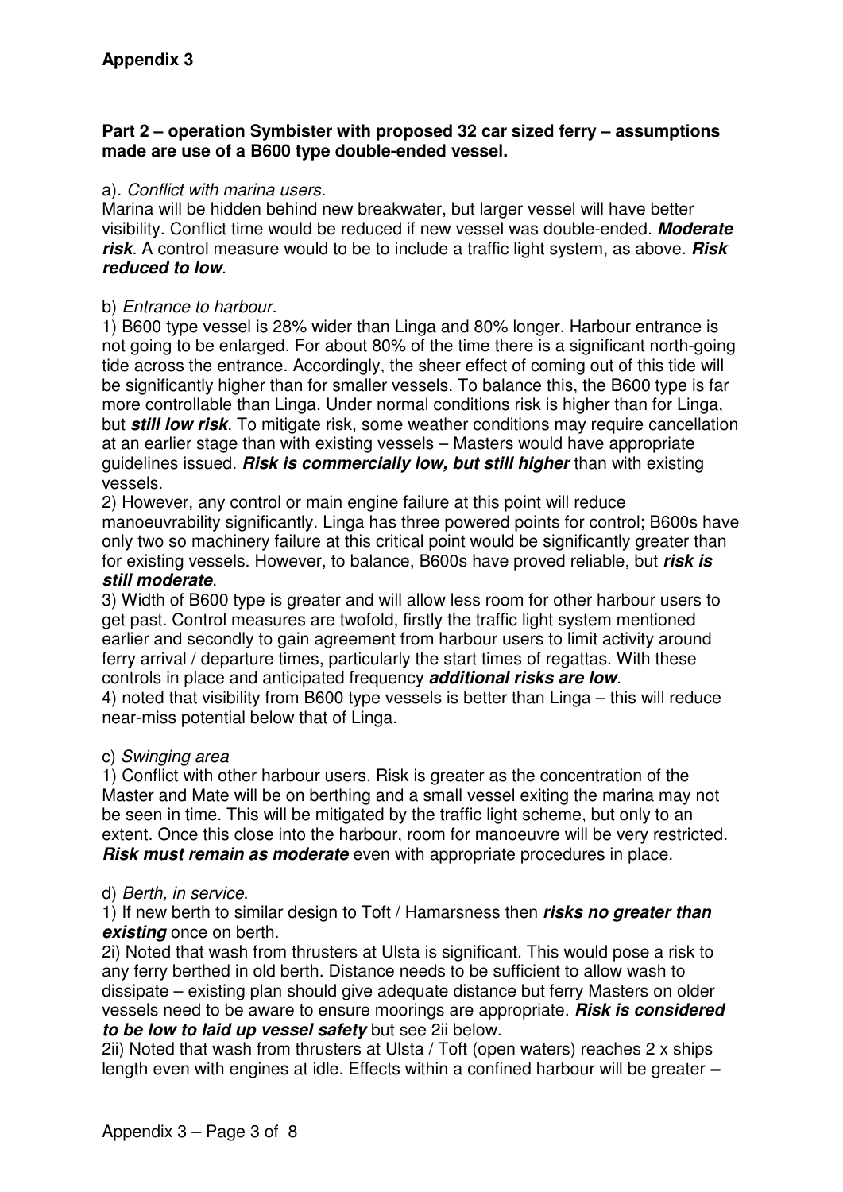**Appendix 3**

**Part 2 – operation Symbister with proposed 32 car sized ferry – assumptions made are use of a B600 type double-ended vessel.**

a). *Conflict with marina users.*
Marina will be hidden behind new breakwater, but larger vessel will have better visibility. Conflict time would be reduced if new vessel was double-ended. ***Moderate risk***. A control measure would to be to include a traffic light system, as above. ***Risk reduced to low***.

b) *Entrance to harbour.*
1) B600 type vessel is 28% wider than Linga and 80% longer. Harbour entrance is not going to be enlarged. For about 80% of the time there is a significant north-going tide across the entrance. Accordingly, the sheer effect of coming out of this tide will be significantly higher than for smaller vessels. To balance this, the B600 type is far more controllable than Linga. Under normal conditions risk is higher than for Linga, but ***still low risk***. To mitigate risk, some weather conditions may require cancellation at an earlier stage than with existing vessels – Masters would have appropriate guidelines issued. ***Risk is commercially low, but still higher*** than with existing vessels.
2) However, any control or main engine failure at this point will reduce manoeuvrability significantly. Linga has three powered points for control; B600s have only two so machinery failure at this critical point would be significantly greater than for existing vessels. However, to balance, B600s have proved reliable, but ***risk is still moderate***.
3) Width of B600 type is greater and will allow less room for other harbour users to get past. Control measures are twofold, firstly the traffic light system mentioned earlier and secondly to gain agreement from harbour users to limit activity around ferry arrival / departure times, particularly the start times of regattas. With these controls in place and anticipated frequency ***additional risks are low***.
4) noted that visibility from B600 type vessels is better than Linga – this will reduce near-miss potential below that of Linga.

c) *Swinging area*
1) Conflict with other harbour users. Risk is greater as the concentration of the Master and Mate will be on berthing and a small vessel exiting the marina may not be seen in time. This will be mitigated by the traffic light scheme, but only to an extent. Once this close into the harbour, room for manoeuvre will be very restricted. ***Risk must remain as moderate*** even with appropriate procedures in place.

d) *Berth, in service*.
1) If new berth to similar design to Toft / Hamarsness then ***risks no greater than existing*** once on berth.
2i) Noted that wash from thrusters at Ulsta is significant. This would pose a risk to any ferry berthed in old berth. Distance needs to be sufficient to allow wash to dissipate – existing plan should give adequate distance but ferry Masters on older vessels need to be aware to ensure moorings are appropriate. ***Risk is considered to be low to laid up vessel safety*** but see 2ii below.
2ii) Noted that wash from thrusters at Ulsta / Toft (open waters) reaches 2 x ships length even with engines at idle. Effects within a confined harbour will be greater **–**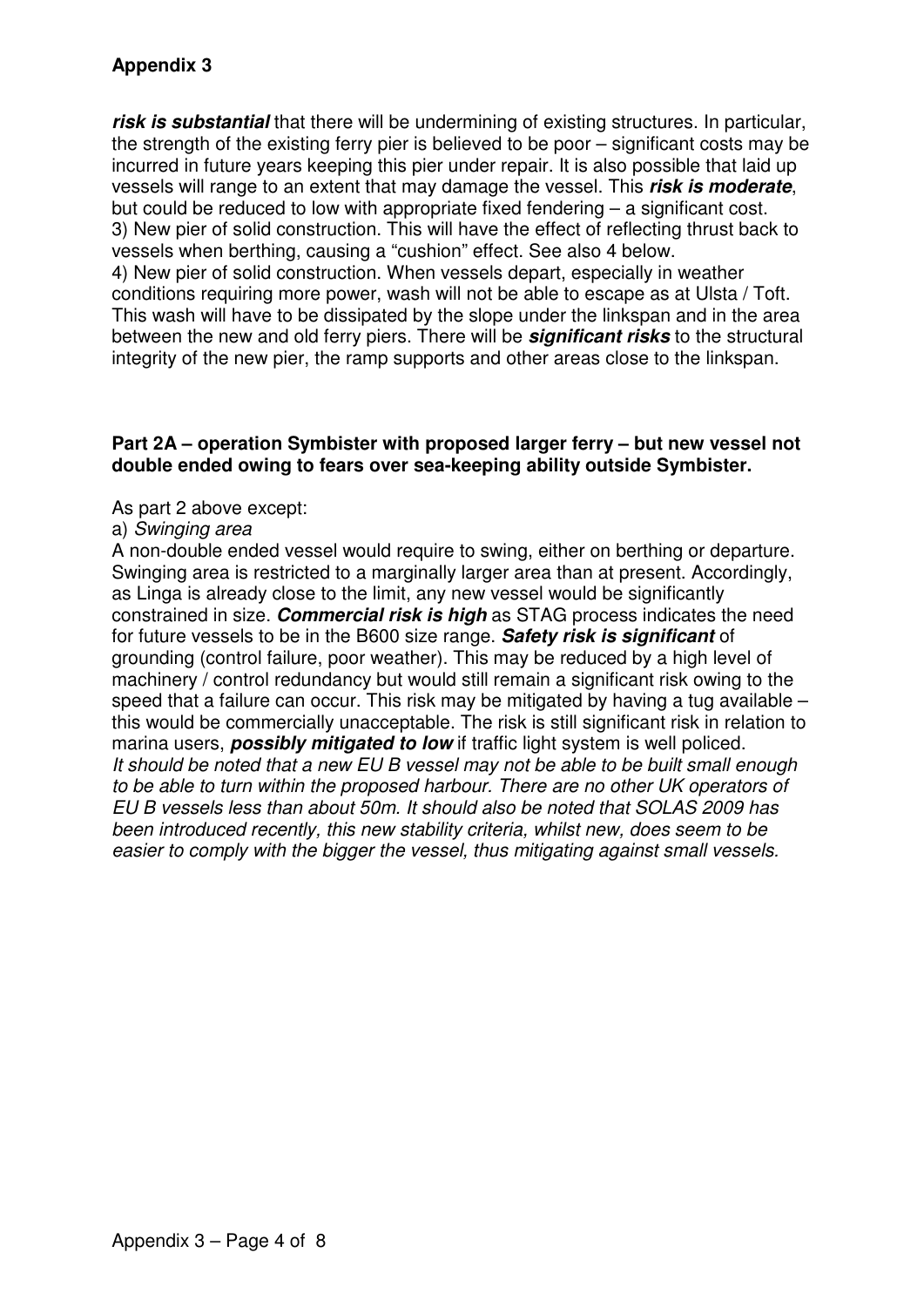**Appendix 3**

***risk is substantial*** that there will be undermining of existing structures. In particular, the strength of the existing ferry pier is believed to be poor – significant costs may be incurred in future years keeping this pier under repair. It is also possible that laid up vessels will range to an extent that may damage the vessel. This ***risk is moderate***, but could be reduced to low with appropriate fixed fendering – a significant cost.
3) New pier of solid construction. This will have the effect of reflecting thrust back to vessels when berthing, causing a "cushion" effect. See also 4 below.
4) New pier of solid construction. When vessels depart, especially in weather conditions requiring more power, wash will not be able to escape as at Ulsta / Toft. This wash will have to be dissipated by the slope under the linkspan and in the area between the new and old ferry piers. There will be ***significant risks*** to the structural integrity of the new pier, the ramp supports and other areas close to the linkspan.

**Part 2A – operation Symbister with proposed larger ferry – but new vessel not double ended owing to fears over sea-keeping ability outside Symbister.**

As part 2 above except:
a) *Swinging area*
A non-double ended vessel would require to swing, either on berthing or departure. Swinging area is restricted to a marginally larger area than at present. Accordingly, as Linga is already close to the limit, any new vessel would be significantly constrained in size. ***Commercial risk is high*** as STAG process indicates the need for future vessels to be in the B600 size range. ***Safety risk is significant*** of grounding (control failure, poor weather). This may be reduced by a high level of machinery / control redundancy but would still remain a significant risk owing to the speed that a failure can occur. This risk may be mitigated by having a tug available – this would be commercially unacceptable. The risk is still significant risk in relation to marina users, ***possibly mitigated to low*** if traffic light system is well policed.
*It should be noted that a new EU B vessel may not be able to be built small enough to be able to turn within the proposed harbour. There are no other UK operators of EU B vessels less than about 50m. It should also be noted that SOLAS 2009 has been introduced recently, this new stability criteria, whilst new, does seem to be easier to comply with the bigger the vessel, thus mitigating against small vessels.*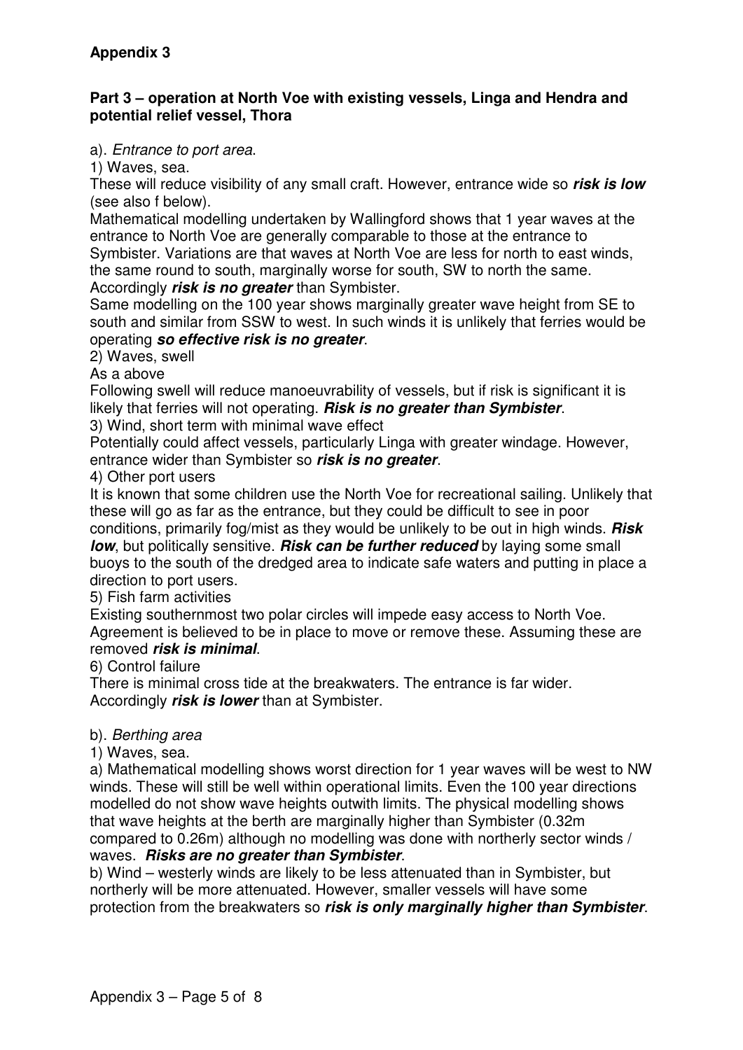**Appendix 3**

**Part 3 – operation at North Voe with existing vessels, Linga and Hendra and potential relief vessel, Thora**

a). *Entrance to port area*.

1) Waves, sea.

These will reduce visibility of any small craft. However, entrance wide so ***risk is low*** (see also f below).

Mathematical modelling undertaken by Wallingford shows that 1 year waves at the entrance to North Voe are generally comparable to those at the entrance to Symbister. Variations are that waves at North Voe are less for north to east winds, the same round to south, marginally worse for south, SW to north the same. Accordingly ***risk is no greater*** than Symbister.

Same modelling on the 100 year shows marginally greater wave height from SE to south and similar from SSW to west. In such winds it is unlikely that ferries would be operating ***so effective risk is no greater***.

2) Waves, swell

As a above

Following swell will reduce manoeuvrability of vessels, but if risk is significant it is likely that ferries will not operating. ***Risk is no greater than Symbister***.

3) Wind, short term with minimal wave effect

Potentially could affect vessels, particularly Linga with greater windage. However, entrance wider than Symbister so ***risk is no greater***.

4) Other port users

It is known that some children use the North Voe for recreational sailing. Unlikely that these will go as far as the entrance, but they could be difficult to see in poor conditions, primarily fog/mist as they would be unlikely to be out in high winds. ***Risk low***, but politically sensitive. ***Risk can be further reduced*** by laying some small buoys to the south of the dredged area to indicate safe waters and putting in place a direction to port users.

5) Fish farm activities

Existing southernmost two polar circles will impede easy access to North Voe. Agreement is believed to be in place to move or remove these. Assuming these are removed ***risk is minimal***.

6) Control failure

There is minimal cross tide at the breakwaters. The entrance is far wider. Accordingly ***risk is lower*** than at Symbister.

b). *Berthing area*

1) Waves, sea.

a) Mathematical modelling shows worst direction for 1 year waves will be west to NW winds. These will still be well within operational limits. Even the 100 year directions modelled do not show wave heights outwith limits. The physical modelling shows that wave heights at the berth are marginally higher than Symbister (0.32m compared to 0.26m) although no modelling was done with northerly sector winds / waves. ***Risks are no greater than Symbister***.

b) Wind – westerly winds are likely to be less attenuated than in Symbister, but northerly will be more attenuated. However, smaller vessels will have some protection from the breakwaters so ***risk is only marginally higher than Symbister***.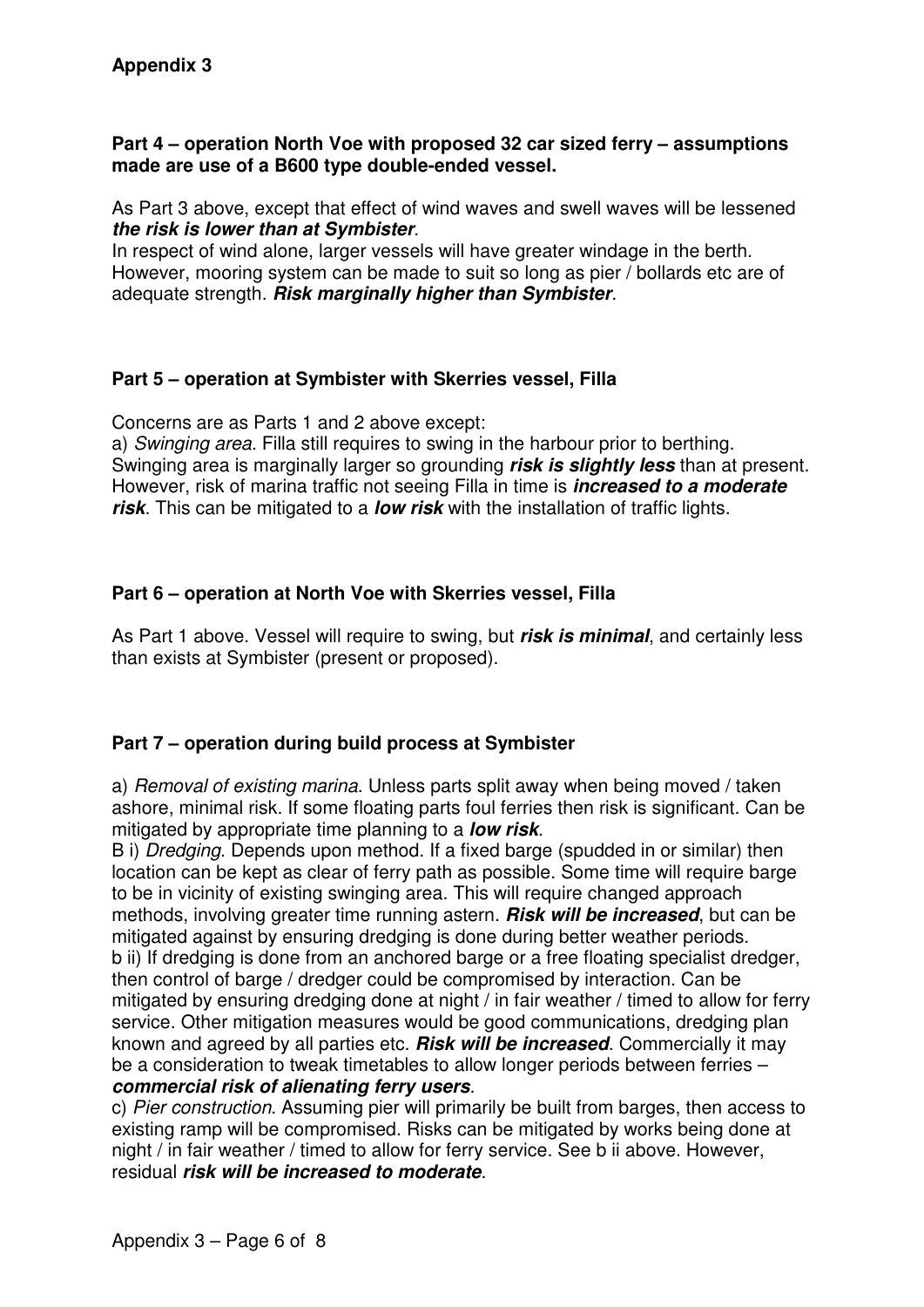**Appendix 3**

**Part 4 – operation North Voe with proposed 32 car sized ferry – assumptions made are use of a B600 type double-ended vessel.**

As Part 3 above, except that effect of wind waves and swell waves will be lessened ***the risk is lower than at Symbister***.
In respect of wind alone, larger vessels will have greater windage in the berth. However, mooring system can be made to suit so long as pier / bollards etc are of adequate strength. ***Risk marginally higher than Symbister***.

**Part 5 – operation at Symbister with Skerries vessel, Filla**

Concerns are as Parts 1 and 2 above except:
a) *Swinging area*. Filla still requires to swing in the harbour prior to berthing. Swinging area is marginally larger so grounding ***risk is slightly less*** than at present. However, risk of marina traffic not seeing Filla in time is ***increased to a moderate risk***. This can be mitigated to a ***low risk*** with the installation of traffic lights.

**Part 6 – operation at North Voe with Skerries vessel, Filla**

As Part 1 above. Vessel will require to swing, but ***risk is minimal***, and certainly less than exists at Symbister (present or proposed).

**Part 7 – operation during build process at Symbister**

a) *Removal of existing marina*. Unless parts split away when being moved / taken ashore, minimal risk. If some floating parts foul ferries then risk is significant. Can be mitigated by appropriate time planning to a ***low risk***.
B i) *Dredging*. Depends upon method. If a fixed barge (spudded in or similar) then location can be kept as clear of ferry path as possible. Some time will require barge to be in vicinity of existing swinging area. This will require changed approach methods, involving greater time running astern. ***Risk will be increased***, but can be mitigated against by ensuring dredging is done during better weather periods.
b ii) If dredging is done from an anchored barge or a free floating specialist dredger, then control of barge / dredger could be compromised by interaction. Can be mitigated by ensuring dredging done at night / in fair weather / timed to allow for ferry service. Other mitigation measures would be good communications, dredging plan known and agreed by all parties etc. ***Risk will be increased***. Commercially it may be a consideration to tweak timetables to allow longer periods between ferries – ***commercial risk of alienating ferry users***.
c) *Pier construction*. Assuming pier will primarily be built from barges, then access to existing ramp will be compromised. Risks can be mitigated by works being done at night / in fair weather / timed to allow for ferry service. See b ii above. However, residual ***risk will be increased to moderate***.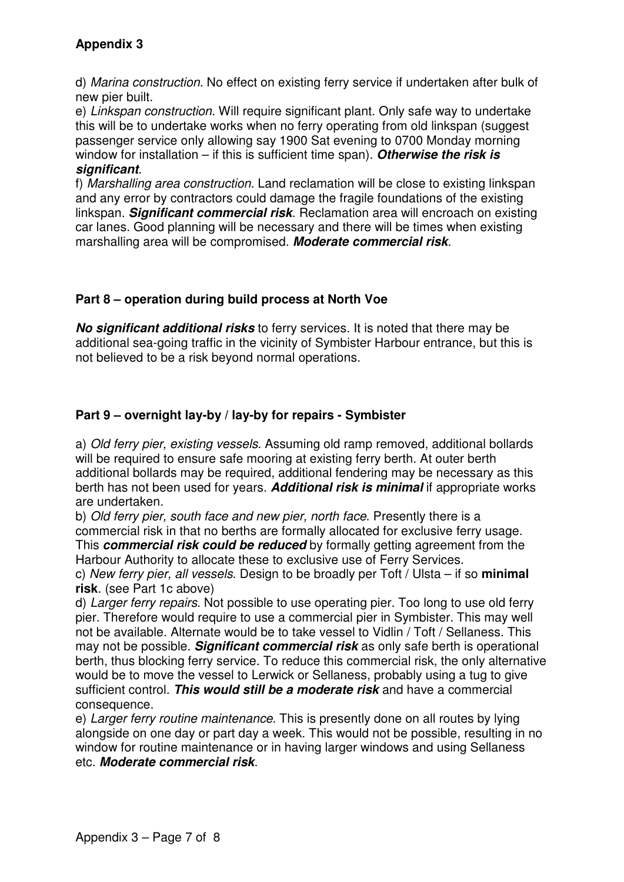**Appendix 3**

d) *Marina construction*. No effect on existing ferry service if undertaken after bulk of new pier built.

e) *Linkspan construction*. Will require significant plant. Only safe way to undertake this will be to undertake works when no ferry operating from old linkspan (suggest passenger service only allowing say 1900 Sat evening to 0700 Monday morning window for installation – if this is sufficient time span). ***Otherwise the risk is significant***.

f) *Marshalling area construction*. Land reclamation will be close to existing linkspan and any error by contractors could damage the fragile foundations of the existing linkspan. ***Significant commercial risk***. Reclamation area will encroach on existing car lanes. Good planning will be necessary and there will be times when existing marshalling area will be compromised. ***Moderate commercial risk***.

## Part 8 – operation during build process at North Voe

***No significant additional risks*** to ferry services. It is noted that there may be additional sea-going traffic in the vicinity of Symbister Harbour entrance, but this is not believed to be a risk beyond normal operations.

## Part 9 – overnight lay-by / lay-by for repairs - Symbister

a) *Old ferry pier, existing vessels*. Assuming old ramp removed, additional bollards will be required to ensure safe mooring at existing ferry berth. At outer berth additional bollards may be required, additional fendering may be necessary as this berth has not been used for years. ***Additional risk is minimal*** if appropriate works are undertaken.

b) *Old ferry pier, south face and new pier, north face*. Presently there is a commercial risk in that no berths are formally allocated for exclusive ferry usage. This ***commercial risk could be reduced*** by formally getting agreement from the Harbour Authority to allocate these to exclusive use of Ferry Services.

c) *New ferry pier, all vessels*. Design to be broadly per Toft / Ulsta – if so **minimal risk**. (see Part 1c above)

d) *Larger ferry repairs*. Not possible to use operating pier. Too long to use old ferry pier. Therefore would require to use a commercial pier in Symbister. This may well not be available. Alternate would be to take vessel to Vidlin / Toft / Sellaness. This may not be possible. ***Significant commercial risk*** as only safe berth is operational berth, thus blocking ferry service. To reduce this commercial risk, the only alternative would be to move the vessel to Lerwick or Sellaness, probably using a tug to give sufficient control. ***This would still be a moderate risk*** and have a commercial consequence.

e) *Larger ferry routine maintenance*. This is presently done on all routes by lying alongside on one day or part day a week. This would not be possible, resulting in no window for routine maintenance or in having larger windows and using Sellaness etc. ***Moderate commercial risk***.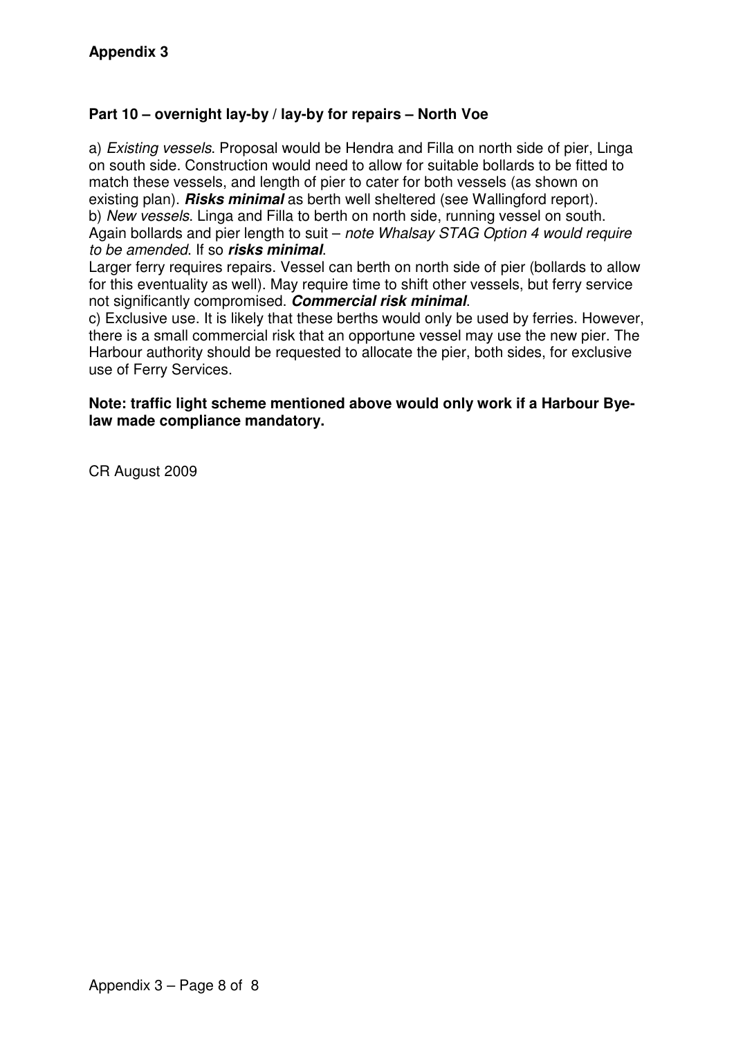**Appendix 3**

**Part 10 – overnight lay-by / lay-by for repairs – North Voe**

a) *Existing vessels*. Proposal would be Hendra and Filla on north side of pier, Linga on south side. Construction would need to allow for suitable bollards to be fitted to match these vessels, and length of pier to cater for both vessels (as shown on existing plan). ***Risks minimal*** as berth well sheltered (see Wallingford report).
b) *New vessels*. Linga and Filla to berth on north side, running vessel on south. Again bollards and pier length to suit – *note Whalsay STAG Option 4 would require to be amended*. If so ***risks minimal***.
Larger ferry requires repairs. Vessel can berth on north side of pier (bollards to allow for this eventuality as well). May require time to shift other vessels, but ferry service not significantly compromised. ***Commercial risk minimal***.
c) Exclusive use. It is likely that these berths would only be used by ferries. However, there is a small commercial risk that an opportune vessel may use the new pier. The Harbour authority should be requested to allocate the pier, both sides, for exclusive use of Ferry Services.

**Note: traffic light scheme mentioned above would only work if a Harbour Bye-law made compliance mandatory.**

CR August 2009